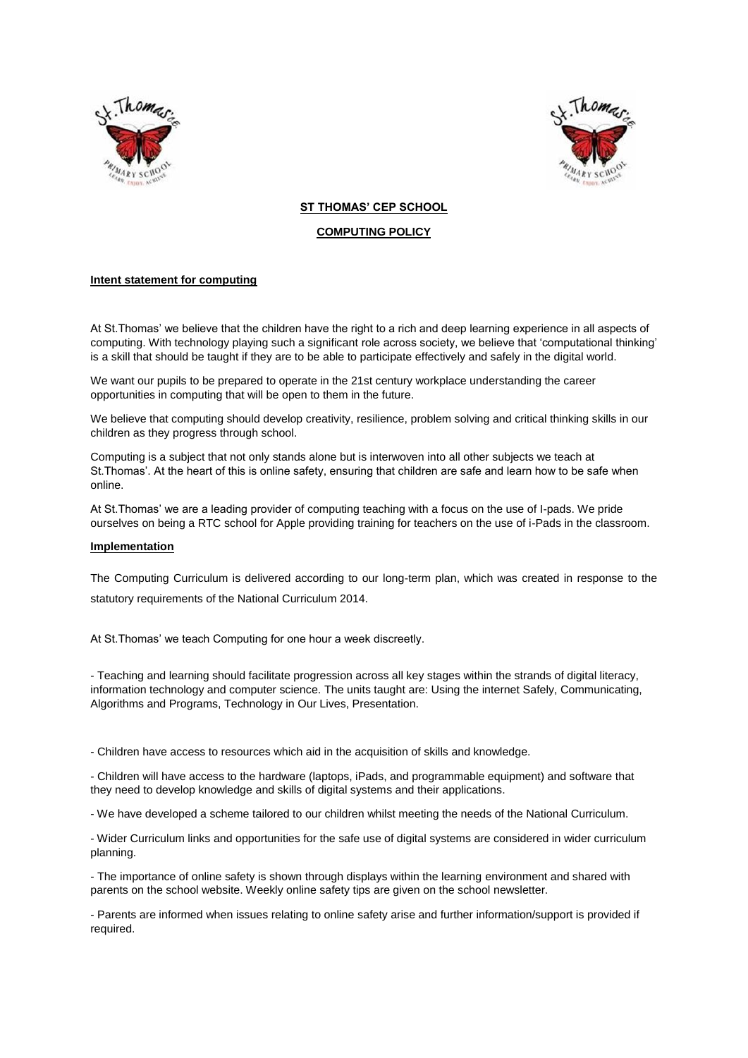**ST THOMAS' CEP SCHOOL**

**COMPUTING POLICY**

**Intent statement for computing**

At St.Thomas' we believe that the children have the right to a rich and deep learning experience in all aspects of computing. With technology playing such a significant role across society, we believe that 'computational thinking' is a skill that should be taught if they are to be able to participate effectively and safely in the digital world.

We want our pupils to be prepared to operate in the 21st century workplace understanding the career opportunities in computing that will be open to them in the future.

We believe that computing should develop creativity, resilience, problem solving and critical thinking skills in our children as they progress through school.

Computing is a subject that not only stands alone but is interwoven into all other subjects we teach at St.Thomas'. At the heart of this is online safety, ensuring that children are safe and learn how to be safe when online.

At St.Thomas' we are a leading provider of computing teaching with a focus on the use of I-pads. We pride ourselves on being a RTC school for Apple providing training for teachers on the use of i-Pads in the classroom.

**Implementation**

The Computing Curriculum is delivered according to our long-term plan, which was created in response to the statutory requirements of the National Curriculum 2014.

At St.Thomas' we teach Computing for one hour a week discreetly.

- Teaching and learning should facilitate progression across all key stages within the strands of digital literacy, information technology and computer science. The units taught are: Using the internet Safely, Communicating, Algorithms and Programs, Technology in Our Lives, Presentation.

- Children have access to resources which aid in the acquisition of skills and knowledge.

- Children will have access to the hardware (laptops, iPads, and programmable equipment) and software that they need to develop knowledge and skills of digital systems and their applications.

- We have developed a scheme tailored to our children whilst meeting the needs of the National Curriculum.

- Wider Curriculum links and opportunities for the safe use of digital systems are considered in wider curriculum planning.

- The importance of online safety is shown through displays within the learning environment and shared with parents on the school website. Weekly online safety tips are given on the school newsletter.

- Parents are informed when issues relating to online safety arise and further information/support is provided if required.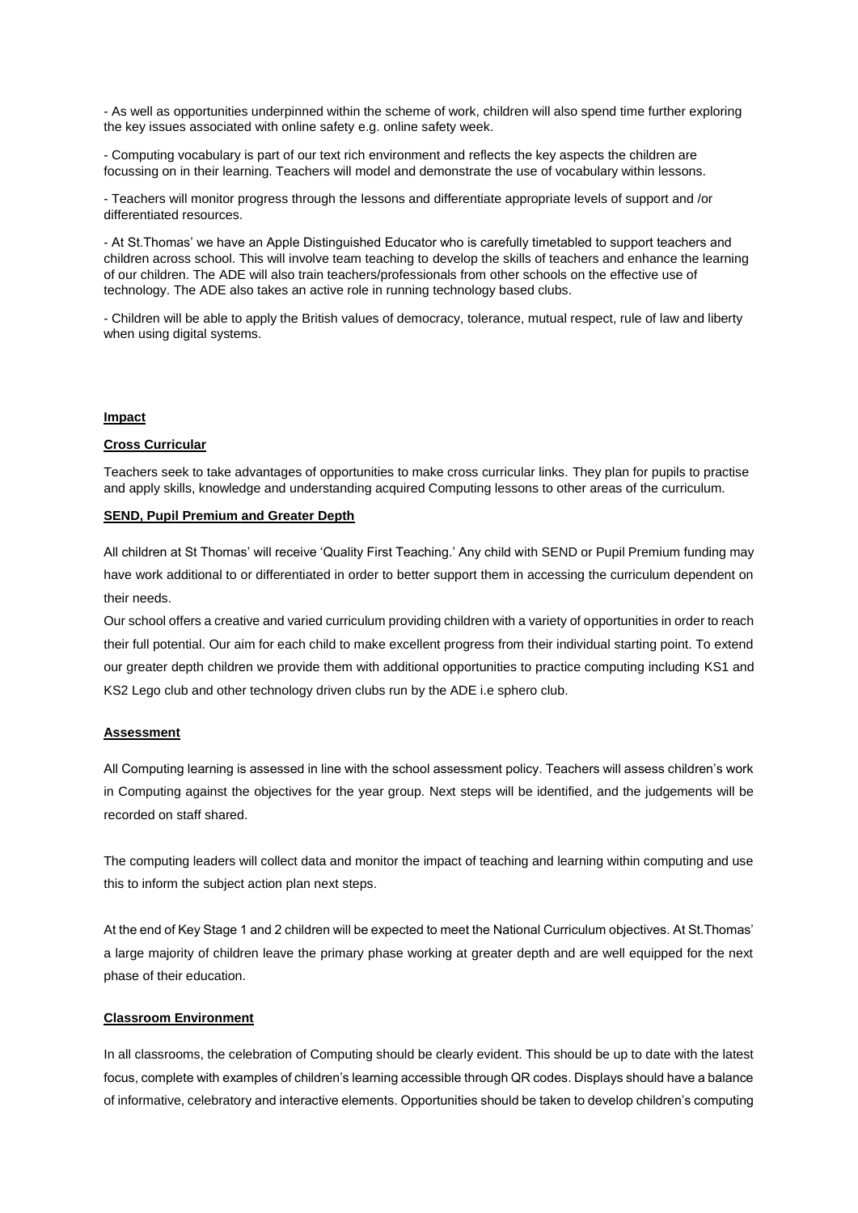- As well as opportunities underpinned within the scheme of work, children will also spend time further exploring the key issues associated with online safety e.g. online safety week.

- Computing vocabulary is part of our text rich environment and reflects the key aspects the children are focussing on in their learning. Teachers will model and demonstrate the use of vocabulary within lessons.

- Teachers will monitor progress through the lessons and differentiate appropriate levels of support and /or differentiated resources.

- At St.Thomas' we have an Apple Distinguished Educator who is carefully timetabled to support teachers and children across school. This will involve team teaching to develop the skills of teachers and enhance the learning of our children. The ADE will also train teachers/professionals from other schools on the effective use of technology. The ADE also takes an active role in running technology based clubs.

- Children will be able to apply the British values of democracy, tolerance, mutual respect, rule of law and liberty when using digital systems.

## Impact

### Cross Curricular

Teachers seek to take advantages of opportunities to make cross curricular links. They plan for pupils to practise and apply skills, knowledge and understanding acquired Computing lessons to other areas of the curriculum.

### SEND, Pupil Premium and Greater Depth

All children at St Thomas' will receive 'Quality First Teaching.' Any child with SEND or Pupil Premium funding may have work additional to or differentiated in order to better support them in accessing the curriculum dependent on their needs.

Our school offers a creative and varied curriculum providing children with a variety of opportunities in order to reach their full potential. Our aim for each child to make excellent progress from their individual starting point. To extend our greater depth children we provide them with additional opportunities to practice computing including KS1 and KS2 Lego club and other technology driven clubs run by the ADE i.e sphero club.

### Assessment

All Computing learning is assessed in line with the school assessment policy. Teachers will assess children's work in Computing against the objectives for the year group. Next steps will be identified, and the judgements will be recorded on staff shared.

The computing leaders will collect data and monitor the impact of teaching and learning within computing and use this to inform the subject action plan next steps.

At the end of Key Stage 1 and 2 children will be expected to meet the National Curriculum objectives. At St.Thomas' a large majority of children leave the primary phase working at greater depth and are well equipped for the next phase of their education.

### Classroom Environment

In all classrooms, the celebration of Computing should be clearly evident. This should be up to date with the latest focus, complete with examples of children's learning accessible through QR codes. Displays should have a balance of informative, celebratory and interactive elements. Opportunities should be taken to develop children's computing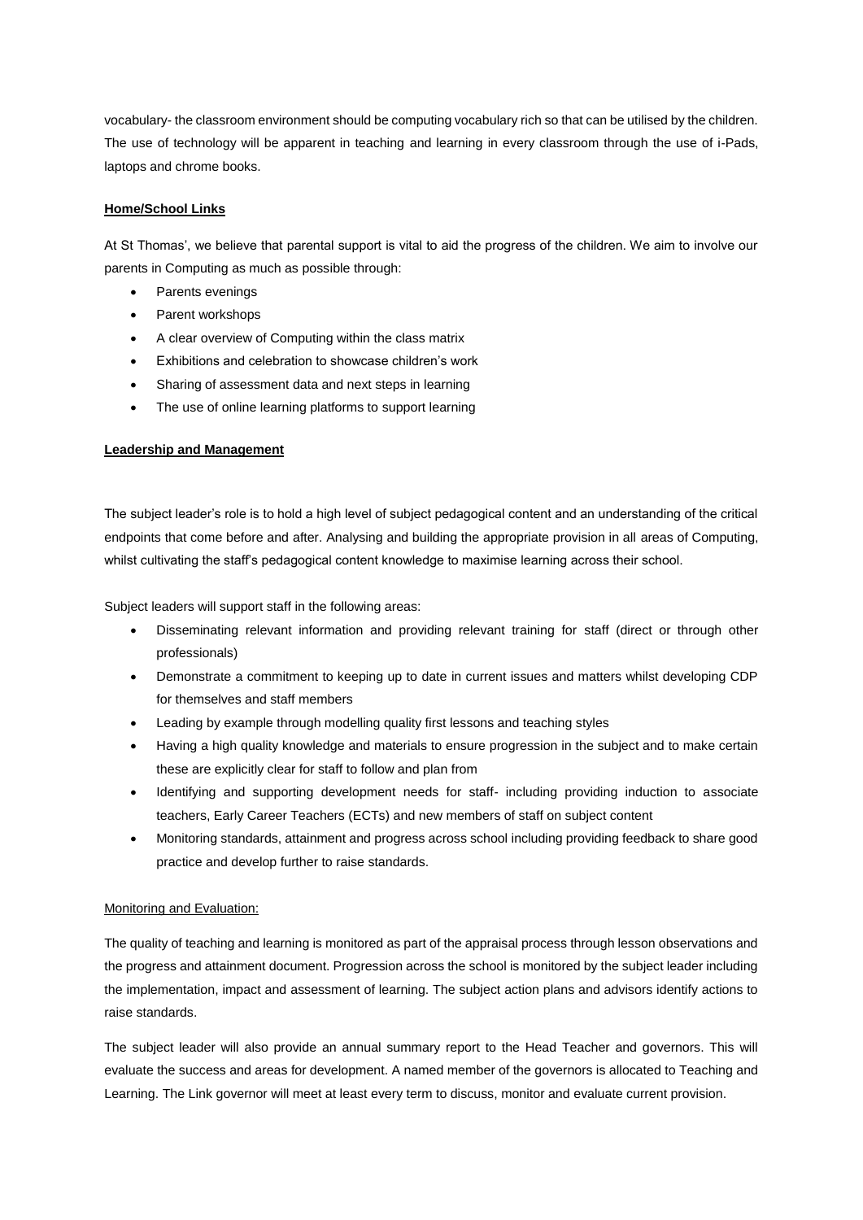vocabulary- the classroom environment should be computing vocabulary rich so that can be utilised by the children. The use of technology will be apparent in teaching and learning in every classroom through the use of i-Pads, laptops and chrome books.

**Home/School Links**

At St Thomas', we believe that parental support is vital to aid the progress of the children. We aim to involve our parents in Computing as much as possible through:

- Parents evenings
- Parent workshops
- A clear overview of Computing within the class matrix
- Exhibitions and celebration to showcase children's work
- Sharing of assessment data and next steps in learning
- The use of online learning platforms to support learning

**Leadership and Management**

The subject leader's role is to hold a high level of subject pedagogical content and an understanding of the critical endpoints that come before and after. Analysing and building the appropriate provision in all areas of Computing, whilst cultivating the staff's pedagogical content knowledge to maximise learning across their school.

Subject leaders will support staff in the following areas:

- Disseminating relevant information and providing relevant training for staff (direct or through other professionals)
- Demonstrate a commitment to keeping up to date in current issues and matters whilst developing CDP for themselves and staff members
- Leading by example through modelling quality first lessons and teaching styles
- Having a high quality knowledge and materials to ensure progression in the subject and to make certain these are explicitly clear for staff to follow and plan from
- Identifying and supporting development needs for staff- including providing induction to associate teachers, Early Career Teachers (ECTs) and new members of staff on subject content
- Monitoring standards, attainment and progress across school including providing feedback to share good practice and develop further to raise standards.

Monitoring and Evaluation:

The quality of teaching and learning is monitored as part of the appraisal process through lesson observations and the progress and attainment document. Progression across the school is monitored by the subject leader including the implementation, impact and assessment of learning. The subject action plans and advisors identify actions to raise standards.

The subject leader will also provide an annual summary report to the Head Teacher and governors. This will evaluate the success and areas for development. A named member of the governors is allocated to Teaching and Learning. The Link governor will meet at least every term to discuss, monitor and evaluate current provision.